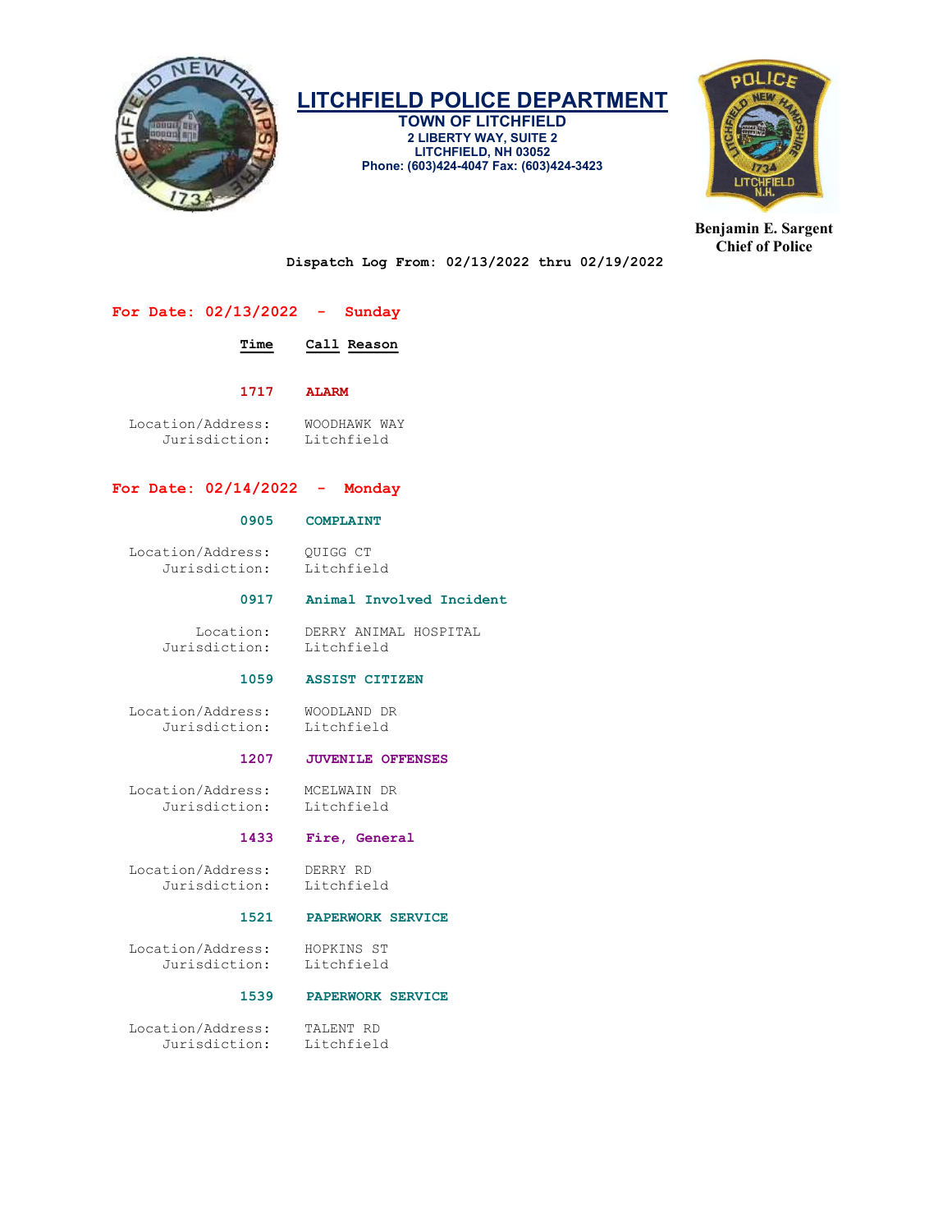# LITCHFIELD POLICE DEPARTMENT

**TOWN OF LITCHFIELD**
**2 LIBERTY WAY, SUITE 2**
**LITCHFIELD, NH 03052**
**Phone: (603)424-4047 Fax: (603)424-3423**

**Benjamin E. Sargent**
**Chief of Police**

**Dispatch Log From: 02/13/2022 thru 02/19/2022**

## For Date: 02/13/2022 - Sunday

**Time** **Call Reason**

**1717 ALARM**

Location/Address: WOODHAWK WAY
Jurisdiction: Litchfield

## For Date: 02/14/2022 - Monday

**0905 COMPLAINT**

Location/Address: QUIGG CT
Jurisdiction: Litchfield

**0917 Animal Involved Incident**

Location: DERRY ANIMAL HOSPITAL
Jurisdiction: Litchfield

**1059 ASSIST CITIZEN**

Location/Address: WOODLAND DR
Jurisdiction: Litchfield

**1207 JUVENILE OFFENSES**

Location/Address: MCELWAIN DR
Jurisdiction: Litchfield

**1433 Fire, General**

Location/Address: DERRY RD
Jurisdiction: Litchfield

**1521 PAPERWORK SERVICE**

Location/Address: HOPKINS ST
Jurisdiction: Litchfield

**1539 PAPERWORK SERVICE**

Location/Address: TALENT RD
Jurisdiction: Litchfield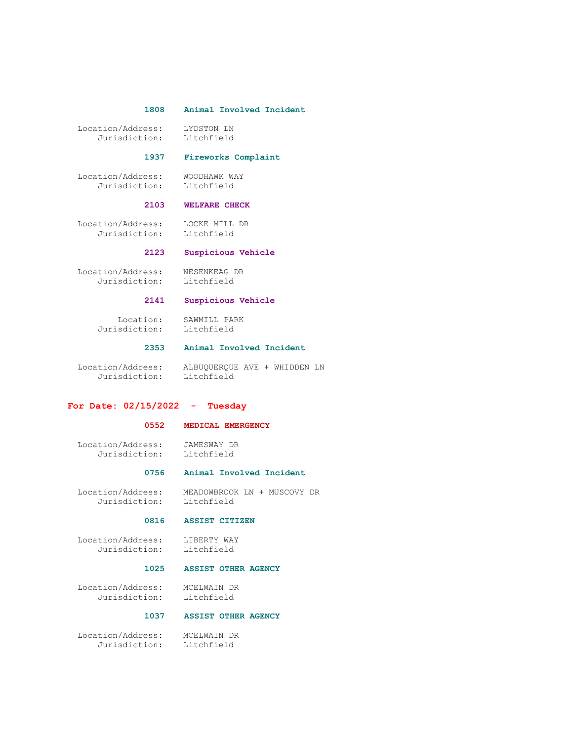**1808 Animal Involved Incident**

Location/Address: LYDSTON LN
Jurisdiction: Litchfield

**1937 Fireworks Complaint**

Location/Address: WOODHAWK WAY
Jurisdiction: Litchfield

**2103 WELFARE CHECK**

Location/Address: LOCKE MILL DR
Jurisdiction: Litchfield

**2123 Suspicious Vehicle**

Location/Address: NESENKEAG DR
Jurisdiction: Litchfield

**2141 Suspicious Vehicle**

Location: SAWMILL PARK
Jurisdiction: Litchfield

**2353 Animal Involved Incident**

Location/Address: ALBUQUERQUE AVE + WHIDDEN LN
Jurisdiction: Litchfield

## For Date: 02/15/2022 - Tuesday

**0552 MEDICAL EMERGENCY**

Location/Address: JAMESWAY DR
Jurisdiction: Litchfield

**0756 Animal Involved Incident**

Location/Address: MEADOWBROOK LN + MUSCOVY DR
Jurisdiction: Litchfield

**0816 ASSIST CITIZEN**

Location/Address: LIBERTY WAY
Jurisdiction: Litchfield

**1025 ASSIST OTHER AGENCY**

Location/Address: MCELWAIN DR
Jurisdiction: Litchfield

**1037 ASSIST OTHER AGENCY**

Location/Address: MCELWAIN DR
Jurisdiction: Litchfield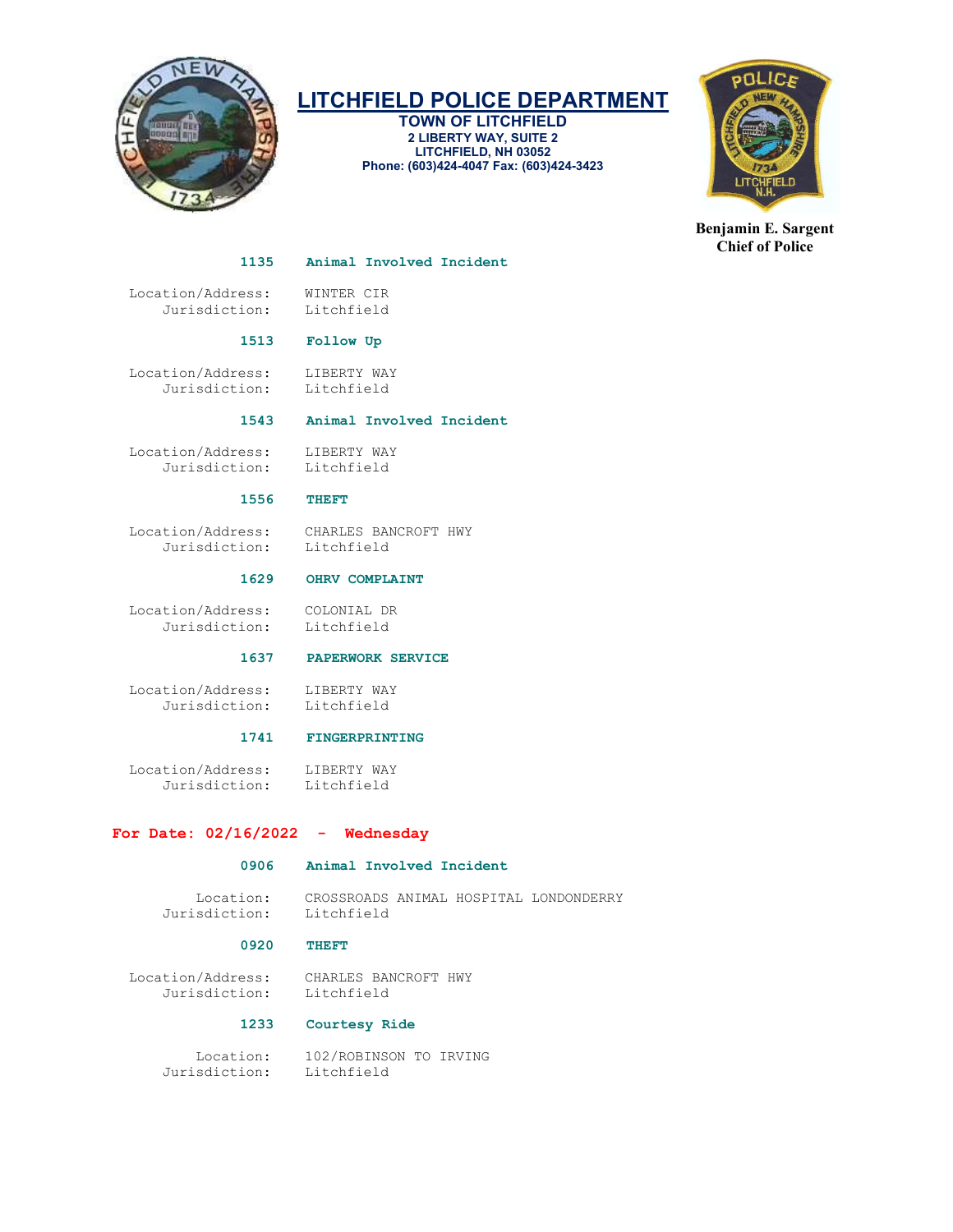**1135 Animal Involved Incident**

Location/Address: WINTER CIR
Jurisdiction: Litchfield

**1513 Follow Up**

Location/Address: LIBERTY WAY
Jurisdiction: Litchfield

**1543 Animal Involved Incident**

Location/Address: LIBERTY WAY
Jurisdiction: Litchfield

**1556 THEFT**

Location/Address: CHARLES BANCROFT HWY
Jurisdiction: Litchfield

**1629 OHRV COMPLAINT**

Location/Address: COLONIAL DR
Jurisdiction: Litchfield

**1637 PAPERWORK SERVICE**

Location/Address: LIBERTY WAY
Jurisdiction: Litchfield

**1741 FINGERPRINTING**

Location/Address: LIBERTY WAY
Jurisdiction: Litchfield

## For Date: 02/16/2022 - Wednesday

**0906 Animal Involved Incident**

Location: CROSSROADS ANIMAL HOSPITAL LONDONDERRY
Jurisdiction: Litchfield

**0920 THEFT**

Location/Address: CHARLES BANCROFT HWY
Jurisdiction: Litchfield

**1233 Courtesy Ride**

Location: 102/ROBINSON TO IRVING
Jurisdiction: Litchfield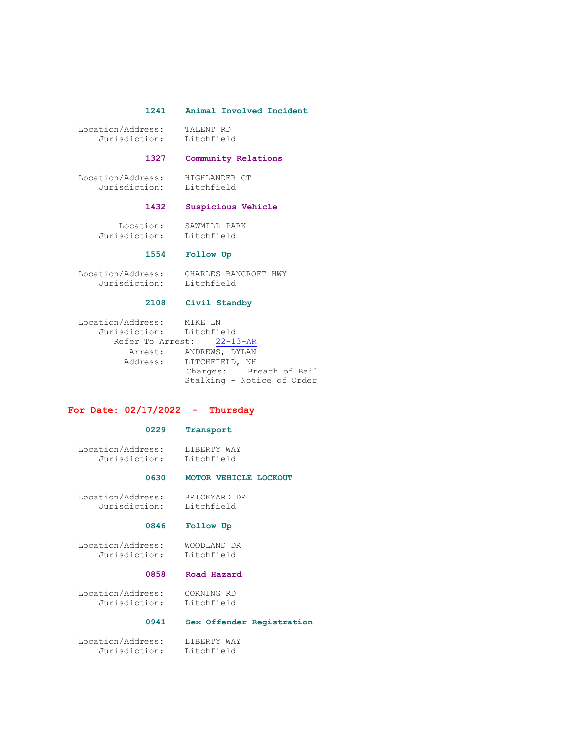**1241 Animal Involved Incident**

Location/Address: TALENT RD
Jurisdiction: Litchfield

**1327 Community Relations**

Location/Address: HIGHLANDER CT
Jurisdiction: Litchfield

**1432 Suspicious Vehicle**

Location: SAWMILL PARK
Jurisdiction: Litchfield

**1554 Follow Up**

Location/Address: CHARLES BANCROFT HWY
Jurisdiction: Litchfield

**2108 Civil Standby**

Location/Address: MIKE LN
Jurisdiction: Litchfield
Refer To Arrest: 22-13-AR
Arrest: ANDREWS, DYLAN
Address: LITCHFIELD, NH
Charges: Breach of Bail
Stalking - Notice of Order

## For Date: 02/17/2022 - Thursday

**0229 Transport**

Location/Address: LIBERTY WAY
Jurisdiction: Litchfield

**0630 MOTOR VEHICLE LOCKOUT**

Location/Address: BRICKYARD DR
Jurisdiction: Litchfield

**0846 Follow Up**

Location/Address: WOODLAND DR
Jurisdiction: Litchfield

**0858 Road Hazard**

Location/Address: CORNING RD
Jurisdiction: Litchfield

**0941 Sex Offender Registration**

Location/Address: LIBERTY WAY
Jurisdiction: Litchfield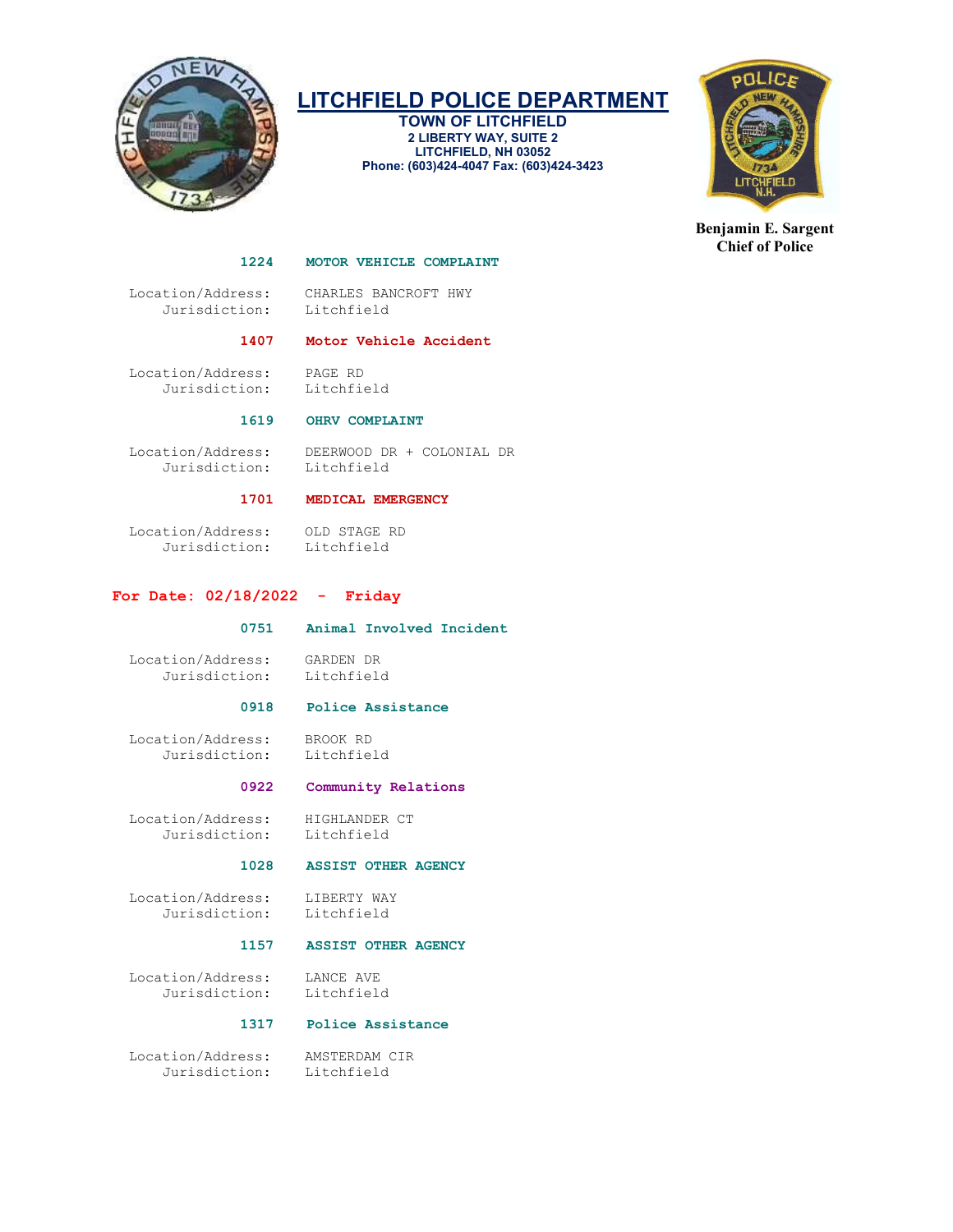# LITCHFIELD POLICE DEPARTMENT

**TOWN OF LITCHFIELD**
**2 LIBERTY WAY, SUITE 2**
**LITCHFIELD, NH 03052**
**Phone: (603)424-4047 Fax: (603)424-3423**

**Benjamin E. Sargent**
**Chief of Police**

**1224 MOTOR VEHICLE COMPLAINT**

Location/Address: CHARLES BANCROFT HWY
Jurisdiction: Litchfield

**1407 Motor Vehicle Accident**

Location/Address: PAGE RD
Jurisdiction: Litchfield

**1619 OHRV COMPLAINT**

Location/Address: DEERWOOD DR + COLONIAL DR
Jurisdiction: Litchfield

**1701 MEDICAL EMERGENCY**

Location/Address: OLD STAGE RD
Jurisdiction: Litchfield

## For Date: 02/18/2022 - Friday

**0751 Animal Involved Incident**

Location/Address: GARDEN DR
Jurisdiction: Litchfield

**0918 Police Assistance**

Location/Address: BROOK RD
Jurisdiction: Litchfield

**0922 Community Relations**

Location/Address: HIGHLANDER CT
Jurisdiction: Litchfield

**1028 ASSIST OTHER AGENCY**

Location/Address: LIBERTY WAY
Jurisdiction: Litchfield

**1157 ASSIST OTHER AGENCY**

Location/Address: LANCE AVE
Jurisdiction: Litchfield

**1317 Police Assistance**

Location/Address: AMSTERDAM CIR
Jurisdiction: Litchfield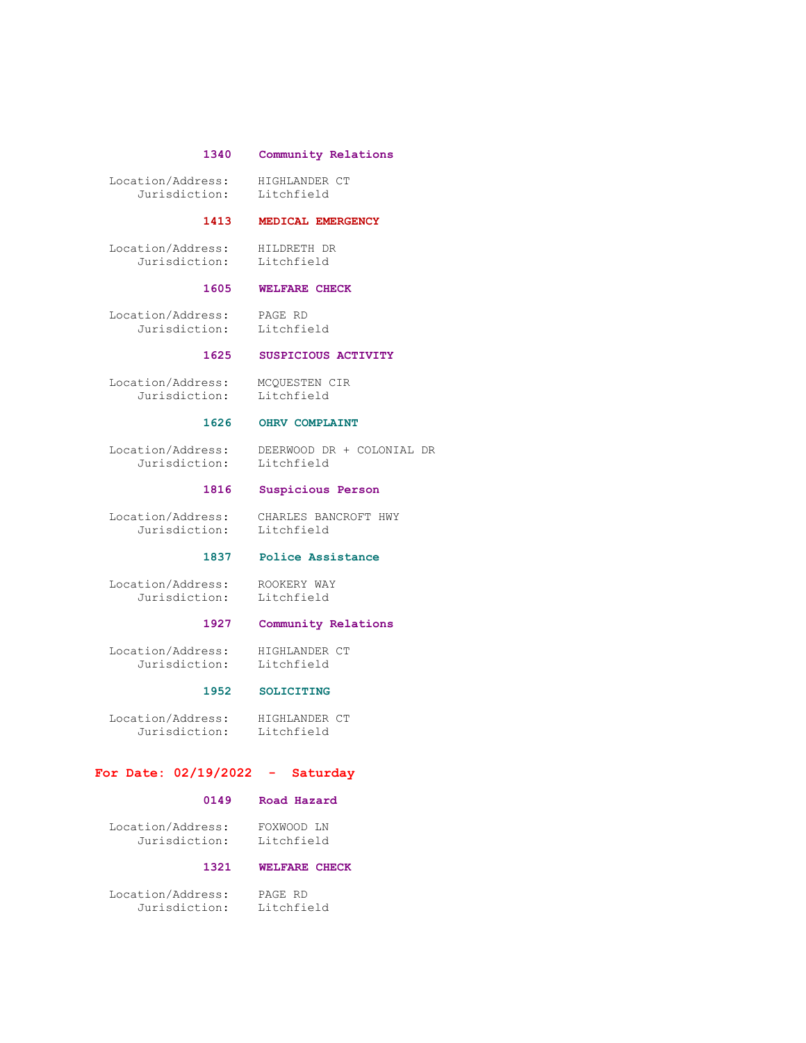**1340 Community Relations**

Location/Address: HIGHLANDER CT
Jurisdiction: Litchfield

**1413 MEDICAL EMERGENCY**

Location/Address: HILDRETH DR
Jurisdiction: Litchfield

**1605 WELFARE CHECK**

Location/Address: PAGE RD
Jurisdiction: Litchfield

**1625 SUSPICIOUS ACTIVITY**

Location/Address: MCQUESTEN CIR
Jurisdiction: Litchfield

**1626 OHRV COMPLAINT**

Location/Address: DEERWOOD DR + COLONIAL DR
Jurisdiction: Litchfield

**1816 Suspicious Person**

Location/Address: CHARLES BANCROFT HWY
Jurisdiction: Litchfield

**1837 Police Assistance**

Location/Address: ROOKERY WAY
Jurisdiction: Litchfield

**1927 Community Relations**

Location/Address: HIGHLANDER CT
Jurisdiction: Litchfield

**1952 SOLICITING**

Location/Address: HIGHLANDER CT
Jurisdiction: Litchfield

## For Date: 02/19/2022 - Saturday

**0149 Road Hazard**

Location/Address: FOXWOOD LN
Jurisdiction: Litchfield

**1321 WELFARE CHECK**

Location/Address: PAGE RD
Jurisdiction: Litchfield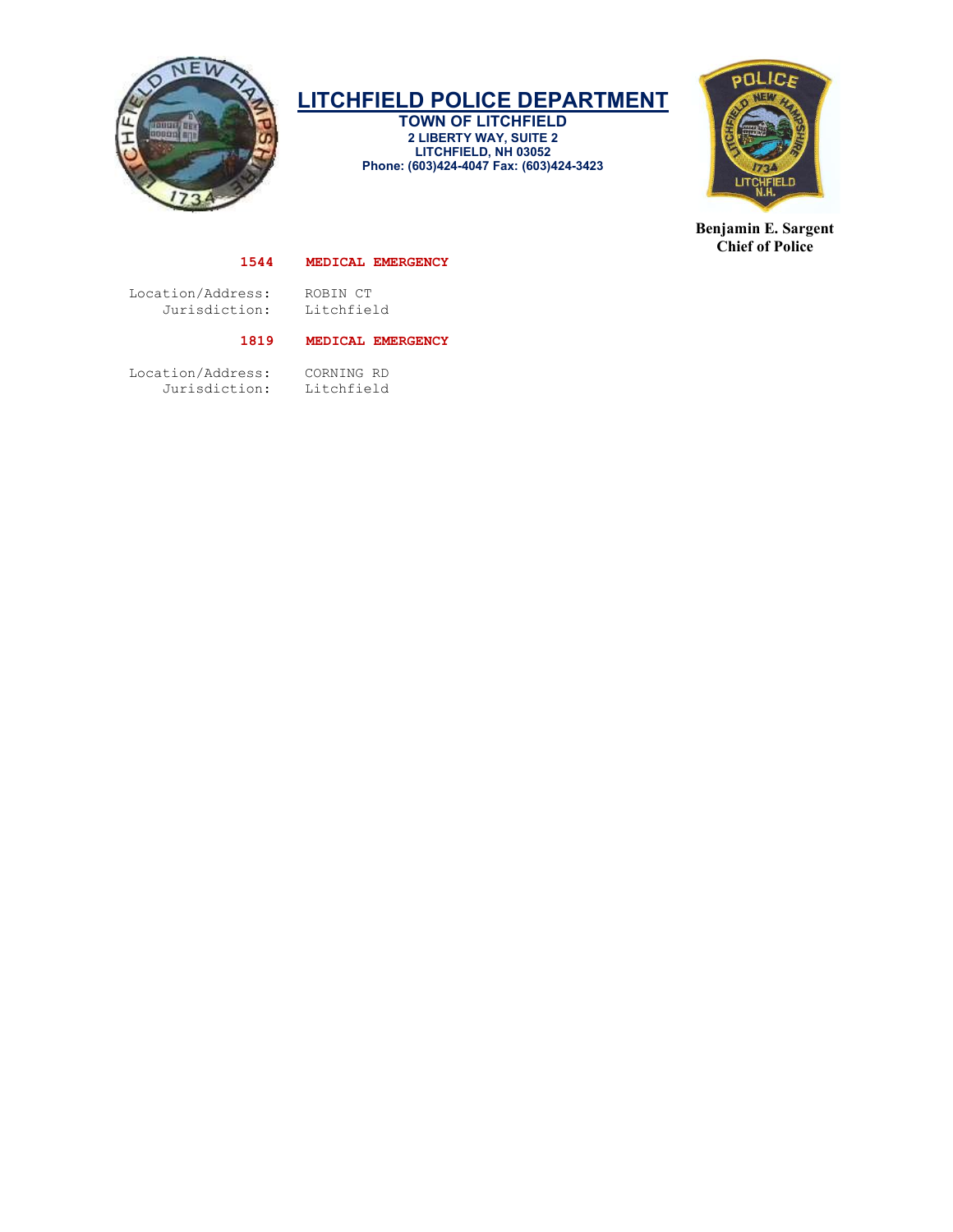# LITCHFIELD POLICE DEPARTMENT

**TOWN OF LITCHFIELD**
**2 LIBERTY WAY, SUITE 2**
**LITCHFIELD, NH 03052**
**Phone: (603)424-4047 Fax: (603)424-3423**

**Benjamin E. Sargent**
**Chief of Police**

**1544 MEDICAL EMERGENCY**

Location/Address: ROBIN CT
Jurisdiction: Litchfield

**1819 MEDICAL EMERGENCY**

Location/Address: CORNING RD
Jurisdiction: Litchfield